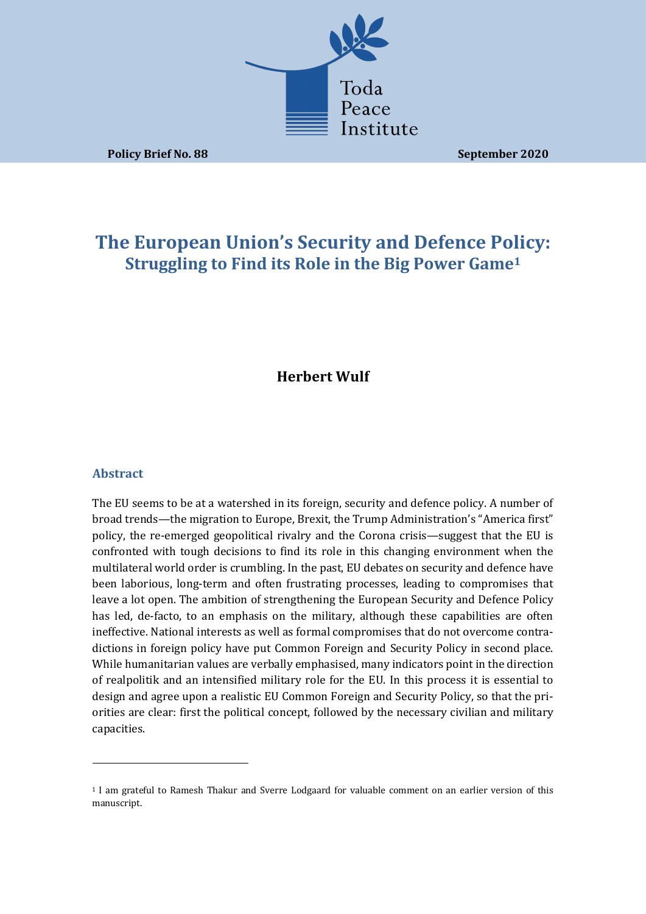Toda Peace Institute

**Policy Brief No. 88** **September 2020**

# The European Union's Security and Defence Policy: Struggling to Find its Role in the Big Power Game[1]

**Herbert Wulf**

## Abstract

The EU seems to be at a watershed in its foreign, security and defence policy. A number of broad trends—the migration to Europe, Brexit, the Trump Administration's "America first" policy, the re-emerged geopolitical rivalry and the Corona crisis—suggest that the EU is confronted with tough decisions to find its role in this changing environment when the multilateral world order is crumbling. In the past, EU debates on security and defence have been laborious, long-term and often frustrating processes, leading to compromises that leave a lot open. The ambition of strengthening the European Security and Defence Policy has led, de-facto, to an emphasis on the military, although these capabilities are often ineffective. National interests as well as formal compromises that do not overcome contradictions in foreign policy have put Common Foreign and Security Policy in second place. While humanitarian values are verbally emphasised, many indicators point in the direction of realpolitik and an intensified military role for the EU. In this process it is essential to design and agree upon a realistic EU Common Foreign and Security Policy, so that the priorities are clear: first the political concept, followed by the necessary civilian and military capacities.

---

[1] I am grateful to Ramesh Thakur and Sverre Lodgaard for valuable comment on an earlier version of this manuscript.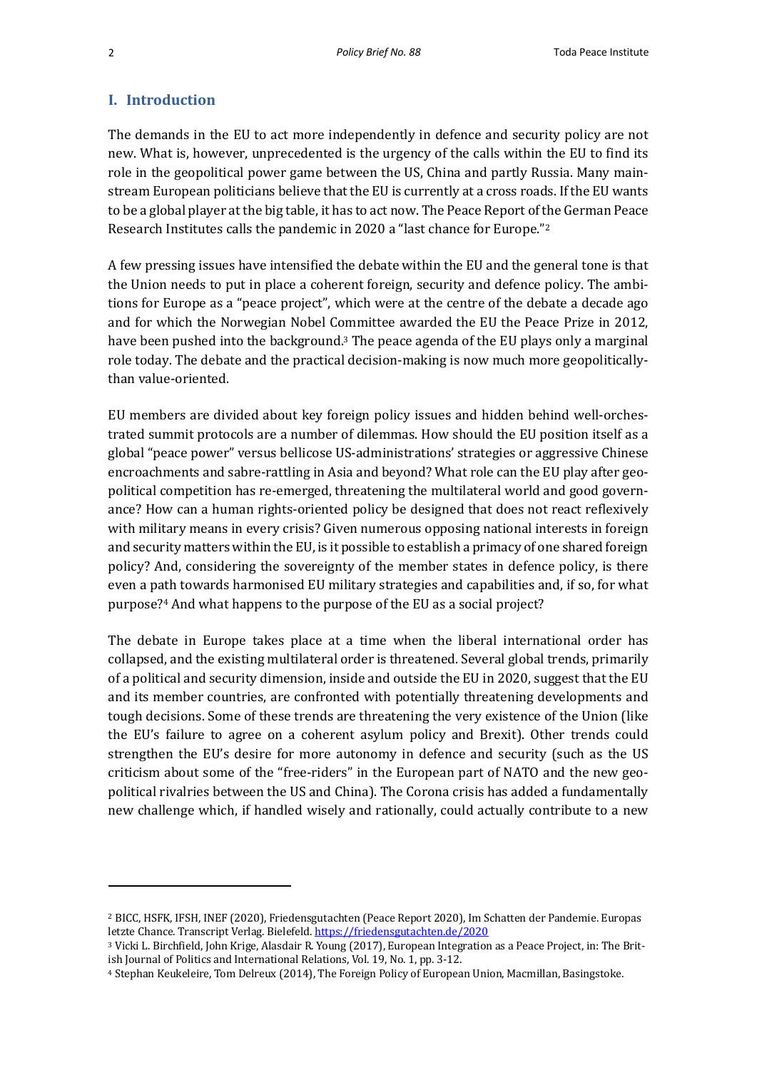## I. Introduction

The demands in the EU to act more independently in defence and security policy are not new. What is, however, unprecedented is the urgency of the calls within the EU to find its role in the geopolitical power game between the US, China and partly Russia. Many mainstream European politicians believe that the EU is currently at a cross roads. If the EU wants to be a global player at the big table, it has to act now. The Peace Report of the German Peace Research Institutes calls the pandemic in 2020 a "last chance for Europe."[2]

A few pressing issues have intensified the debate within the EU and the general tone is that the Union needs to put in place a coherent foreign, security and defence policy. The ambitions for Europe as a "peace project", which were at the centre of the debate a decade ago and for which the Norwegian Nobel Committee awarded the EU the Peace Prize in 2012, have been pushed into the background.[3] The peace agenda of the EU plays only a marginal role today. The debate and the practical decision-making is now much more geopolitically- than value-oriented.

EU members are divided about key foreign policy issues and hidden behind well-orchestrated summit protocols are a number of dilemmas. How should the EU position itself as a global "peace power" versus bellicose US-administrations' strategies or aggressive Chinese encroachments and sabre-rattling in Asia and beyond? What role can the EU play after geopolitical competition has re-emerged, threatening the multilateral world and good governance? How can a human rights-oriented policy be designed that does not react reflexively with military means in every crisis? Given numerous opposing national interests in foreign and security matters within the EU, is it possible to establish a primacy of one shared foreign policy? And, considering the sovereignty of the member states in defence policy, is there even a path towards harmonised EU military strategies and capabilities and, if so, for what purpose?[4] And what happens to the purpose of the EU as a social project?

The debate in Europe takes place at a time when the liberal international order has collapsed, and the existing multilateral order is threatened. Several global trends, primarily of a political and security dimension, inside and outside the EU in 2020, suggest that the EU and its member countries, are confronted with potentially threatening developments and tough decisions. Some of these trends are threatening the very existence of the Union (like the EU's failure to agree on a coherent asylum policy and Brexit). Other trends could strengthen the EU's desire for more autonomy in defence and security (such as the US criticism about some of the "free-riders" in the European part of NATO and the new geopolitical rivalries between the US and China). The Corona crisis has added a fundamentally new challenge which, if handled wisely and rationally, could actually contribute to a new

---

[2] BICC, HSFK, IFSH, INEF (2020), Friedensgutachten (Peace Report 2020), Im Schatten der Pandemie. Europas letzte Chance. Transcript Verlag. Bielefeld. https://friedensgutachten.de/2020

[3] Vicki L. Birchfield, John Krige, Alasdair R. Young (2017), European Integration as a Peace Project, in: The British Journal of Politics and International Relations, Vol. 19, No. 1, pp. 3-12.

[4] Stephan Keukeleire, Tom Delreux (2014), The Foreign Policy of European Union, Macmillan, Basingstoke.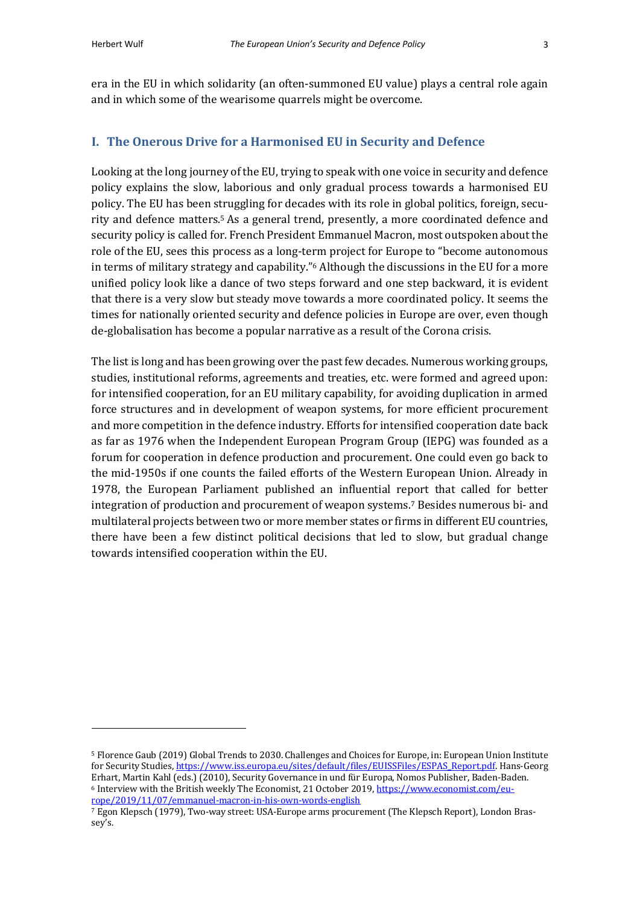era in the EU in which solidarity (an often-summoned EU value) plays a central role again and in which some of the wearisome quarrels might be overcome.

## I. The Onerous Drive for a Harmonised EU in Security and Defence

Looking at the long journey of the EU, trying to speak with one voice in security and defence policy explains the slow, laborious and only gradual process towards a harmonised EU policy. The EU has been struggling for decades with its role in global politics, foreign, security and defence matters.[5] As a general trend, presently, a more coordinated defence and security policy is called for. French President Emmanuel Macron, most outspoken about the role of the EU, sees this process as a long-term project for Europe to "become autonomous in terms of military strategy and capability."[6] Although the discussions in the EU for a more unified policy look like a dance of two steps forward and one step backward, it is evident that there is a very slow but steady move towards a more coordinated policy. It seems the times for nationally oriented security and defence policies in Europe are over, even though de-globalisation has become a popular narrative as a result of the Corona crisis.

The list is long and has been growing over the past few decades. Numerous working groups, studies, institutional reforms, agreements and treaties, etc. were formed and agreed upon: for intensified cooperation, for an EU military capability, for avoiding duplication in armed force structures and in development of weapon systems, for more efficient procurement and more competition in the defence industry. Efforts for intensified cooperation date back as far as 1976 when the Independent European Program Group (IEPG) was founded as a forum for cooperation in defence production and procurement. One could even go back to the mid-1950s if one counts the failed efforts of the Western European Union. Already in 1978, the European Parliament published an influential report that called for better integration of production and procurement of weapon systems.[7] Besides numerous bi- and multilateral projects between two or more member states or firms in different EU countries, there have been a few distinct political decisions that led to slow, but gradual change towards intensified cooperation within the EU.

---

[5] Florence Gaub (2019) Global Trends to 2030. Challenges and Choices for Europe, in: European Union Institute for Security Studies, https://www.iss.europa.eu/sites/default/files/EUISSFiles/ESPAS_Report.pdf. Hans-Georg Erhart, Martin Kahl (eds.) (2010), Security Governance in und für Europa, Nomos Publisher, Baden-Baden.

[6] Interview with the British weekly The Economist, 21 October 2019, https://www.economist.com/europe/2019/11/07/emmanuel-macron-in-his-own-words-english

[7] Egon Klepsch (1979), Two-way street: USA-Europe arms procurement (The Klepsch Report), London Brassey's.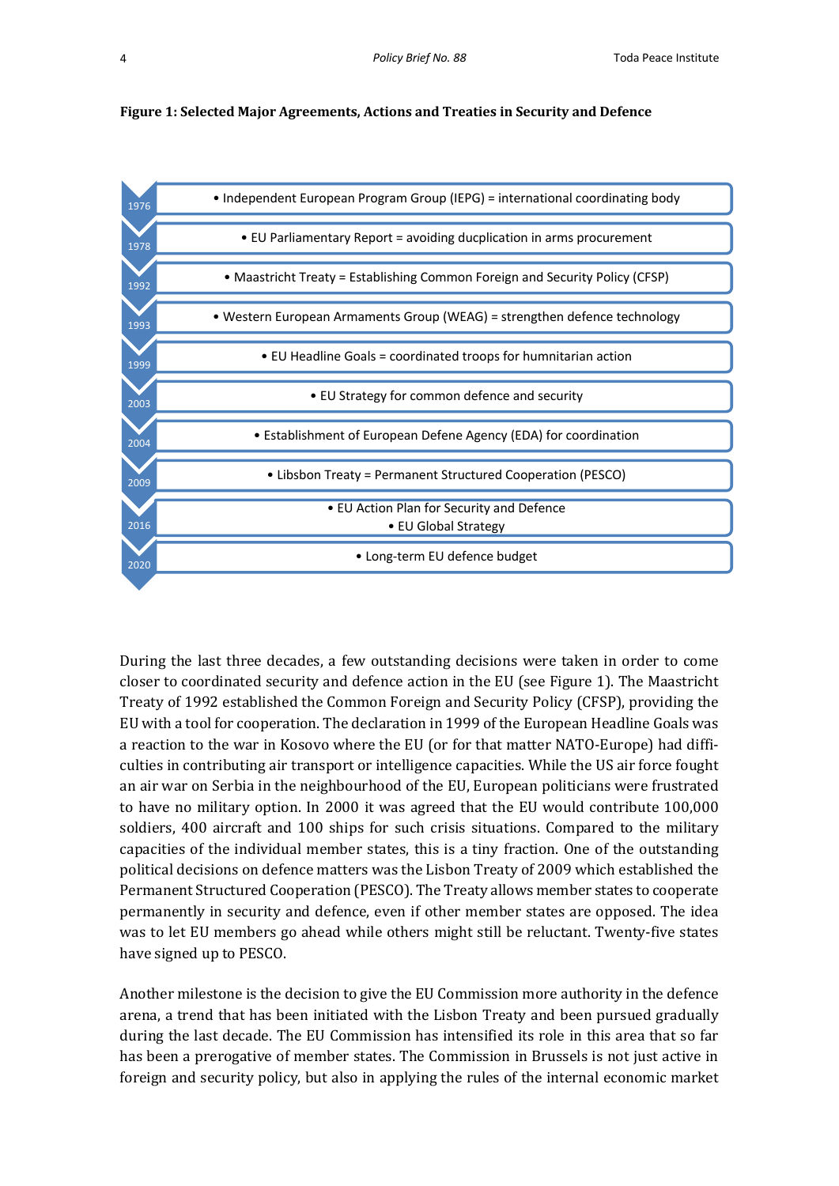**Figure 1: Selected Major Agreements, Actions and Treaties in Security and Defence**

| Year | Event |
|---|---|
| 1976 | • Independent European Program Group (IEPG) = international coordinating body |
| 1978 | • EU Parliamentary Report = avoiding ducplication in arms procurement |
| 1992 | • Maastricht Treaty = Establishing Common Foreign and Security Policy (CFSP) |
| 1993 | • Western European Armaments Group (WEAG) = strengthen defence technology |
| 1999 | • EU Headline Goals = coordinated troops for humnitarian action |
| 2003 | • EU Strategy for common defence and security |
| 2004 | • Establishment of European Defene Agency (EDA) for coordination |
| 2009 | • Libsbon Treaty = Permanent Structured Cooperation (PESCO) |
| 2016 | • EU Action Plan for Security and Defence<br>• EU Global Strategy |
| 2020 | • Long-term EU defence budget |

During the last three decades, a few outstanding decisions were taken in order to come closer to coordinated security and defence action in the EU (see Figure 1). The Maastricht Treaty of 1992 established the Common Foreign and Security Policy (CFSP), providing the EU with a tool for cooperation. The declaration in 1999 of the European Headline Goals was a reaction to the war in Kosovo where the EU (or for that matter NATO-Europe) had difficulties in contributing air transport or intelligence capacities. While the US air force fought an air war on Serbia in the neighbourhood of the EU, European politicians were frustrated to have no military option. In 2000 it was agreed that the EU would contribute 100,000 soldiers, 400 aircraft and 100 ships for such crisis situations. Compared to the military capacities of the individual member states, this is a tiny fraction. One of the outstanding political decisions on defence matters was the Lisbon Treaty of 2009 which established the Permanent Structured Cooperation (PESCO). The Treaty allows member states to cooperate permanently in security and defence, even if other member states are opposed. The idea was to let EU members go ahead while others might still be reluctant. Twenty-five states have signed up to PESCO.

Another milestone is the decision to give the EU Commission more authority in the defence arena, a trend that has been initiated with the Lisbon Treaty and been pursued gradually during the last decade. The EU Commission has intensified its role in this area that so far has been a prerogative of member states. The Commission in Brussels is not just active in foreign and security policy, but also in applying the rules of the internal economic market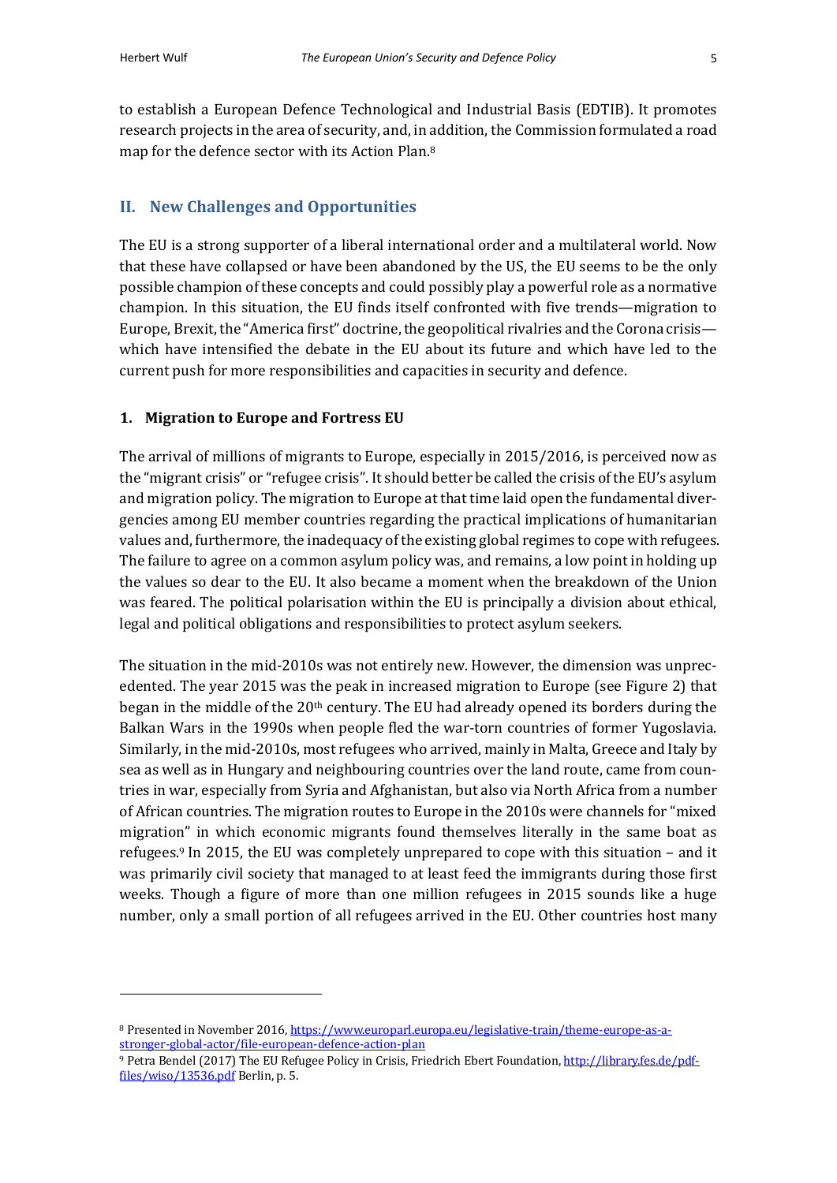to establish a European Defence Technological and Industrial Basis (EDTIB). It promotes research projects in the area of security, and, in addition, the Commission formulated a road map for the defence sector with its Action Plan.[8]

## II. New Challenges and Opportunities

The EU is a strong supporter of a liberal international order and a multilateral world. Now that these have collapsed or have been abandoned by the US, the EU seems to be the only possible champion of these concepts and could possibly play a powerful role as a normative champion. In this situation, the EU finds itself confronted with five trends—migration to Europe, Brexit, the "America first" doctrine, the geopolitical rivalries and the Corona crisis—which have intensified the debate in the EU about its future and which have led to the current push for more responsibilities and capacities in security and defence.

### 1. Migration to Europe and Fortress EU

The arrival of millions of migrants to Europe, especially in 2015/2016, is perceived now as the "migrant crisis" or "refugee crisis". It should better be called the crisis of the EU's asylum and migration policy. The migration to Europe at that time laid open the fundamental divergencies among EU member countries regarding the practical implications of humanitarian values and, furthermore, the inadequacy of the existing global regimes to cope with refugees. The failure to agree on a common asylum policy was, and remains, a low point in holding up the values so dear to the EU. It also became a moment when the breakdown of the Union was feared. The political polarisation within the EU is principally a division about ethical, legal and political obligations and responsibilities to protect asylum seekers.

The situation in the mid-2010s was not entirely new. However, the dimension was unprecedented. The year 2015 was the peak in increased migration to Europe (see Figure 2) that began in the middle of the 20th century. The EU had already opened its borders during the Balkan Wars in the 1990s when people fled the war-torn countries of former Yugoslavia. Similarly, in the mid-2010s, most refugees who arrived, mainly in Malta, Greece and Italy by sea as well as in Hungary and neighbouring countries over the land route, came from countries in war, especially from Syria and Afghanistan, but also via North Africa from a number of African countries. The migration routes to Europe in the 2010s were channels for "mixed migration" in which economic migrants found themselves literally in the same boat as refugees.[9] In 2015, the EU was completely unprepared to cope with this situation – and it was primarily civil society that managed to at least feed the immigrants during those first weeks. Though a figure of more than one million refugees in 2015 sounds like a huge number, only a small portion of all refugees arrived in the EU. Other countries host many

---

[8] Presented in November 2016, https://www.europarl.europa.eu/legislative-train/theme-europe-as-a-stronger-global-actor/file-european-defence-action-plan

[9] Petra Bendel (2017) The EU Refugee Policy in Crisis, Friedrich Ebert Foundation, http://library.fes.de/pdf-files/wiso/13536.pdf Berlin, p. 5.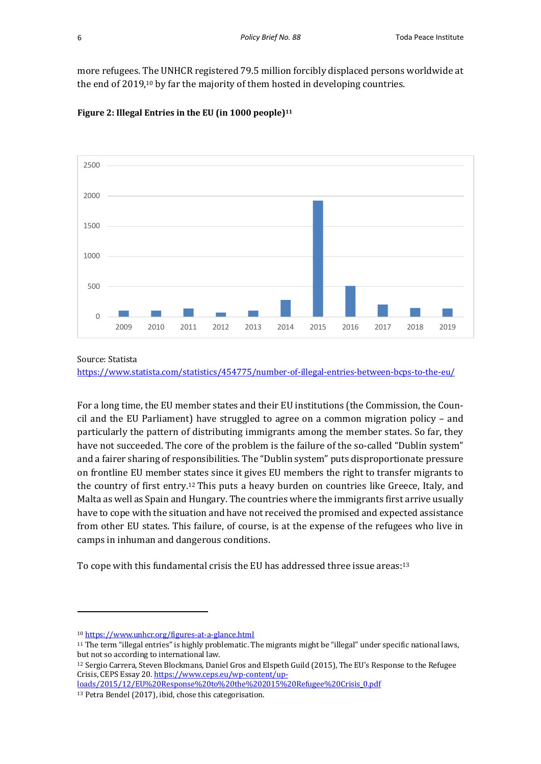more refugees. The UNHCR registered 79.5 million forcibly displaced persons worldwide at the end of 2019,[10] by far the majority of them hosted in developing countries.

**Figure 2: Illegal Entries in the EU (in 1000 people)**[11]

Source: Statista
https://www.statista.com/statistics/454775/number-of-illegal-entries-between-bcps-to-the-eu/

For a long time, the EU member states and their EU institutions (the Commission, the Council and the EU Parliament) have struggled to agree on a common migration policy – and particularly the pattern of distributing immigrants among the member states. So far, they have not succeeded. The core of the problem is the failure of the so-called "Dublin system" and a fairer sharing of responsibilities. The "Dublin system" puts disproportionate pressure on frontline EU member states since it gives EU members the right to transfer migrants to the country of first entry.[12] This puts a heavy burden on countries like Greece, Italy, and Malta as well as Spain and Hungary. The countries where the immigrants first arrive usually have to cope with the situation and have not received the promised and expected assistance from other EU states. This failure, of course, is at the expense of the refugees who live in camps in inhuman and dangerous conditions.

To cope with this fundamental crisis the EU has addressed three issue areas:[13]

---

[10] https://www.unhcr.org/figures-at-a-glance.html

[11] The term "illegal entries" is highly problematic. The migrants might be "illegal" under specific national laws, but not so according to international law.

[12] Sergio Carrera, Steven Blockmans, Daniel Gros and Elspeth Guild (2015), The EU's Response to the Refugee Crisis, CEPS Essay 20. https://www.ceps.eu/wp-content/uploads/2015/12/EU%20Response%20to%20the%202015%20Refugee%20Crisis_0.pdf

[13] Petra Bendel (2017), ibid, chose this categorisation.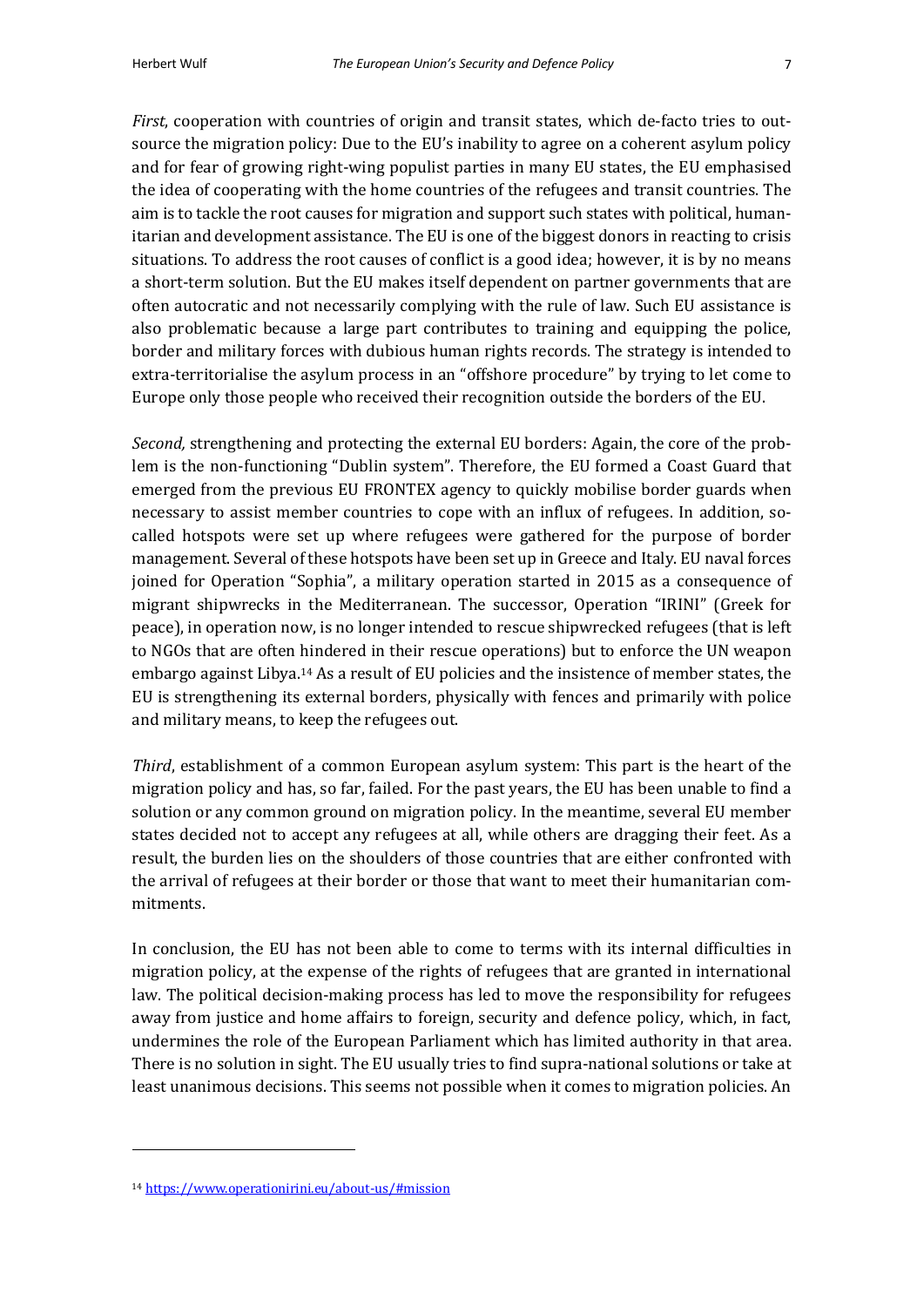*First*, cooperation with countries of origin and transit states, which de-facto tries to outsource the migration policy: Due to the EU's inability to agree on a coherent asylum policy and for fear of growing right-wing populist parties in many EU states, the EU emphasised the idea of cooperating with the home countries of the refugees and transit countries. The aim is to tackle the root causes for migration and support such states with political, humanitarian and development assistance. The EU is one of the biggest donors in reacting to crisis situations. To address the root causes of conflict is a good idea; however, it is by no means a short-term solution. But the EU makes itself dependent on partner governments that are often autocratic and not necessarily complying with the rule of law. Such EU assistance is also problematic because a large part contributes to training and equipping the police, border and military forces with dubious human rights records. The strategy is intended to extra-territorialise the asylum process in an "offshore procedure" by trying to let come to Europe only those people who received their recognition outside the borders of the EU.

*Second,* strengthening and protecting the external EU borders: Again, the core of the problem is the non-functioning "Dublin system". Therefore, the EU formed a Coast Guard that emerged from the previous EU FRONTEX agency to quickly mobilise border guards when necessary to assist member countries to cope with an influx of refugees. In addition, so-called hotspots were set up where refugees were gathered for the purpose of border management. Several of these hotspots have been set up in Greece and Italy. EU naval forces joined for Operation "Sophia", a military operation started in 2015 as a consequence of migrant shipwrecks in the Mediterranean. The successor, Operation "IRINI" (Greek for peace), in operation now, is no longer intended to rescue shipwrecked refugees (that is left to NGOs that are often hindered in their rescue operations) but to enforce the UN weapon embargo against Libya.[14] As a result of EU policies and the insistence of member states, the EU is strengthening its external borders, physically with fences and primarily with police and military means, to keep the refugees out.

*Third*, establishment of a common European asylum system: This part is the heart of the migration policy and has, so far, failed. For the past years, the EU has been unable to find a solution or any common ground on migration policy. In the meantime, several EU member states decided not to accept any refugees at all, while others are dragging their feet. As a result, the burden lies on the shoulders of those countries that are either confronted with the arrival of refugees at their border or those that want to meet their humanitarian commitments.

In conclusion, the EU has not been able to come to terms with its internal difficulties in migration policy, at the expense of the rights of refugees that are granted in international law. The political decision-making process has led to move the responsibility for refugees away from justice and home affairs to foreign, security and defence policy, which, in fact, undermines the role of the European Parliament which has limited authority in that area. There is no solution in sight. The EU usually tries to find supra-national solutions or take at least unanimous decisions. This seems not possible when it comes to migration policies. An

---

[14] https://www.operationirini.eu/about-us/#mission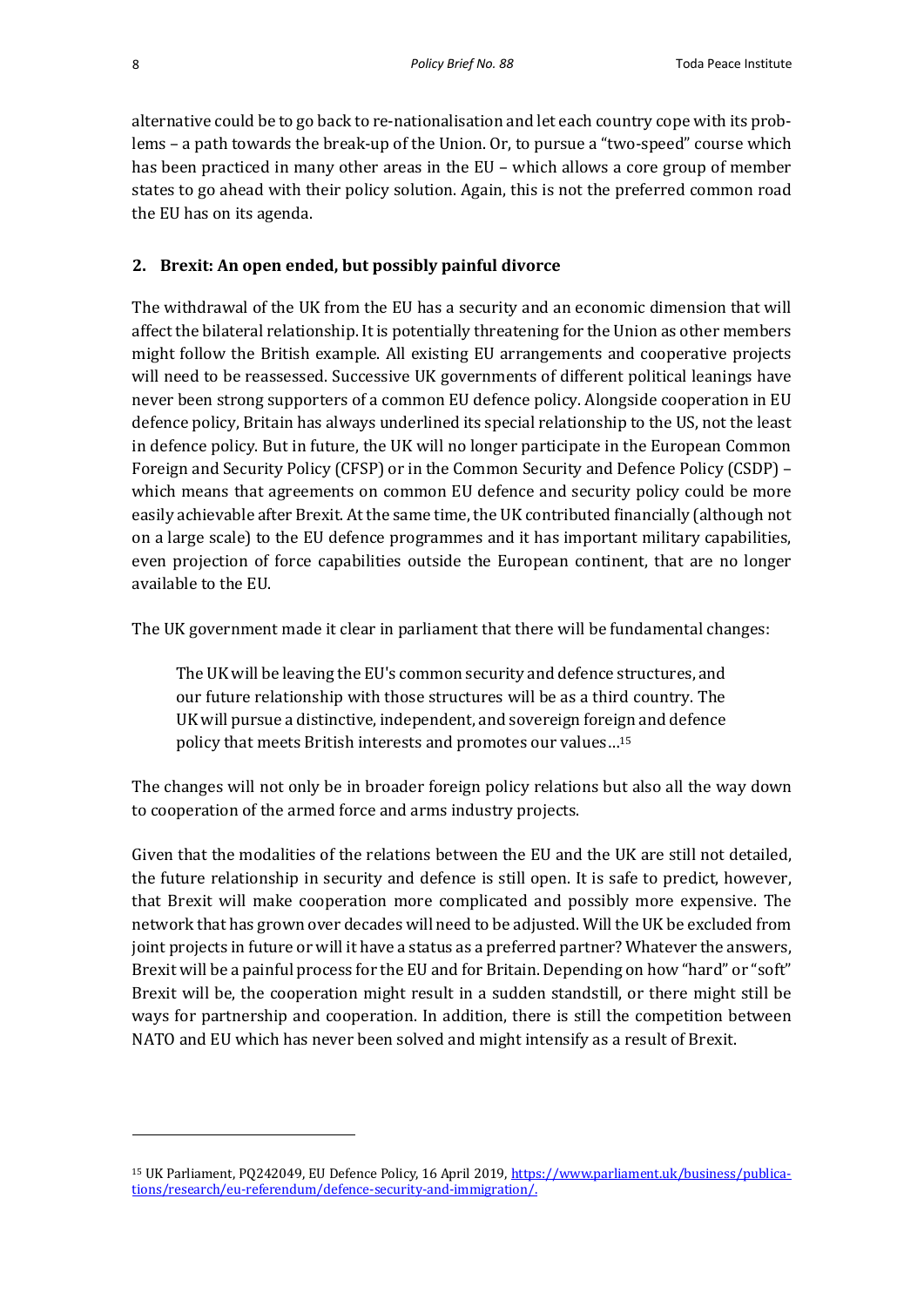alternative could be to go back to re-nationalisation and let each country cope with its problems – a path towards the break-up of the Union. Or, to pursue a "two-speed" course which has been practiced in many other areas in the EU – which allows a core group of member states to go ahead with their policy solution. Again, this is not the preferred common road the EU has on its agenda.

## 2. Brexit: An open ended, but possibly painful divorce

The withdrawal of the UK from the EU has a security and an economic dimension that will affect the bilateral relationship. It is potentially threatening for the Union as other members might follow the British example. All existing EU arrangements and cooperative projects will need to be reassessed. Successive UK governments of different political leanings have never been strong supporters of a common EU defence policy. Alongside cooperation in EU defence policy, Britain has always underlined its special relationship to the US, not the least in defence policy. But in future, the UK will no longer participate in the European Common Foreign and Security Policy (CFSP) or in the Common Security and Defence Policy (CSDP) – which means that agreements on common EU defence and security policy could be more easily achievable after Brexit. At the same time, the UK contributed financially (although not on a large scale) to the EU defence programmes and it has important military capabilities, even projection of force capabilities outside the European continent, that are no longer available to the EU.

The UK government made it clear in parliament that there will be fundamental changes:

> The UK will be leaving the EU's common security and defence structures, and our future relationship with those structures will be as a third country. The UK will pursue a distinctive, independent, and sovereign foreign and defence policy that meets British interests and promotes our values…[15]

The changes will not only be in broader foreign policy relations but also all the way down to cooperation of the armed force and arms industry projects.

Given that the modalities of the relations between the EU and the UK are still not detailed, the future relationship in security and defence is still open. It is safe to predict, however, that Brexit will make cooperation more complicated and possibly more expensive. The network that has grown over decades will need to be adjusted. Will the UK be excluded from joint projects in future or will it have a status as a preferred partner? Whatever the answers, Brexit will be a painful process for the EU and for Britain. Depending on how "hard" or "soft" Brexit will be, the cooperation might result in a sudden standstill, or there might still be ways for partnership and cooperation. In addition, there is still the competition between NATO and EU which has never been solved and might intensify as a result of Brexit.

---

[15] UK Parliament, PQ242049, EU Defence Policy, 16 April 2019, https://www.parliament.uk/business/publications/research/eu-referendum/defence-security-and-immigration/.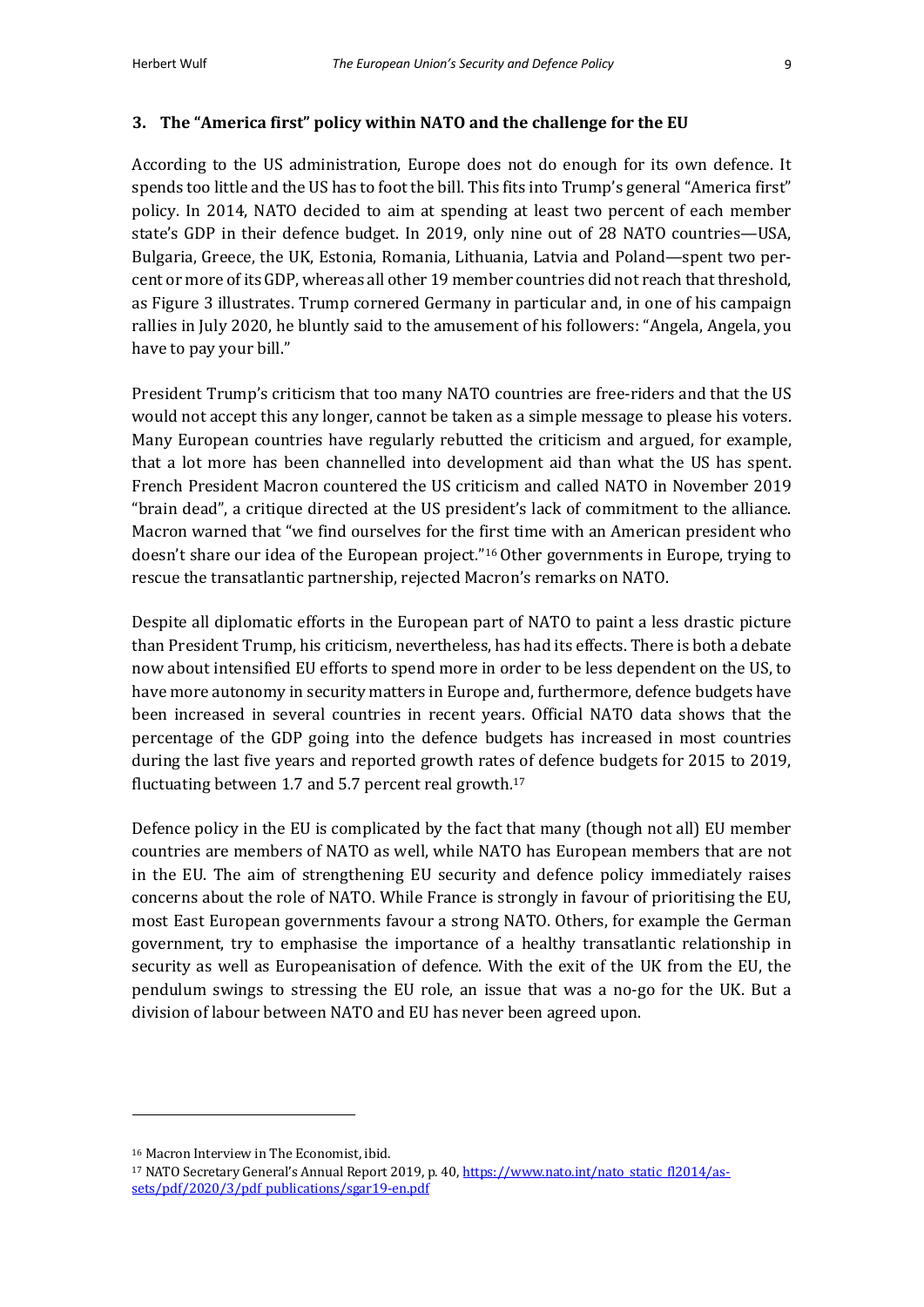## 3. The "America first" policy within NATO and the challenge for the EU

According to the US administration, Europe does not do enough for its own defence. It spends too little and the US has to foot the bill. This fits into Trump's general "America first" policy. In 2014, NATO decided to aim at spending at least two percent of each member state's GDP in their defence budget. In 2019, only nine out of 28 NATO countries—USA, Bulgaria, Greece, the UK, Estonia, Romania, Lithuania, Latvia and Poland—spent two percent or more of its GDP, whereas all other 19 member countries did not reach that threshold, as Figure 3 illustrates. Trump cornered Germany in particular and, in one of his campaign rallies in July 2020, he bluntly said to the amusement of his followers: "Angela, Angela, you have to pay your bill."

President Trump's criticism that too many NATO countries are free-riders and that the US would not accept this any longer, cannot be taken as a simple message to please his voters. Many European countries have regularly rebutted the criticism and argued, for example, that a lot more has been channelled into development aid than what the US has spent. French President Macron countered the US criticism and called NATO in November 2019 "brain dead", a critique directed at the US president's lack of commitment to the alliance. Macron warned that "we find ourselves for the first time with an American president who doesn't share our idea of the European project."[16] Other governments in Europe, trying to rescue the transatlantic partnership, rejected Macron's remarks on NATO.

Despite all diplomatic efforts in the European part of NATO to paint a less drastic picture than President Trump, his criticism, nevertheless, has had its effects. There is both a debate now about intensified EU efforts to spend more in order to be less dependent on the US, to have more autonomy in security matters in Europe and, furthermore, defence budgets have been increased in several countries in recent years. Official NATO data shows that the percentage of the GDP going into the defence budgets has increased in most countries during the last five years and reported growth rates of defence budgets for 2015 to 2019, fluctuating between 1.7 and 5.7 percent real growth.[17]

Defence policy in the EU is complicated by the fact that many (though not all) EU member countries are members of NATO as well, while NATO has European members that are not in the EU. The aim of strengthening EU security and defence policy immediately raises concerns about the role of NATO. While France is strongly in favour of prioritising the EU, most East European governments favour a strong NATO. Others, for example the German government, try to emphasise the importance of a healthy transatlantic relationship in security as well as Europeanisation of defence. With the exit of the UK from the EU, the pendulum swings to stressing the EU role, an issue that was a no-go for the UK. But a division of labour between NATO and EU has never been agreed upon.

---

[16] Macron Interview in The Economist, ibid.

[17] NATO Secretary General's Annual Report 2019, p. 40, https://www.nato.int/nato_static_fl2014/assets/pdf/2020/3/pdf_publications/sgar19-en.pdf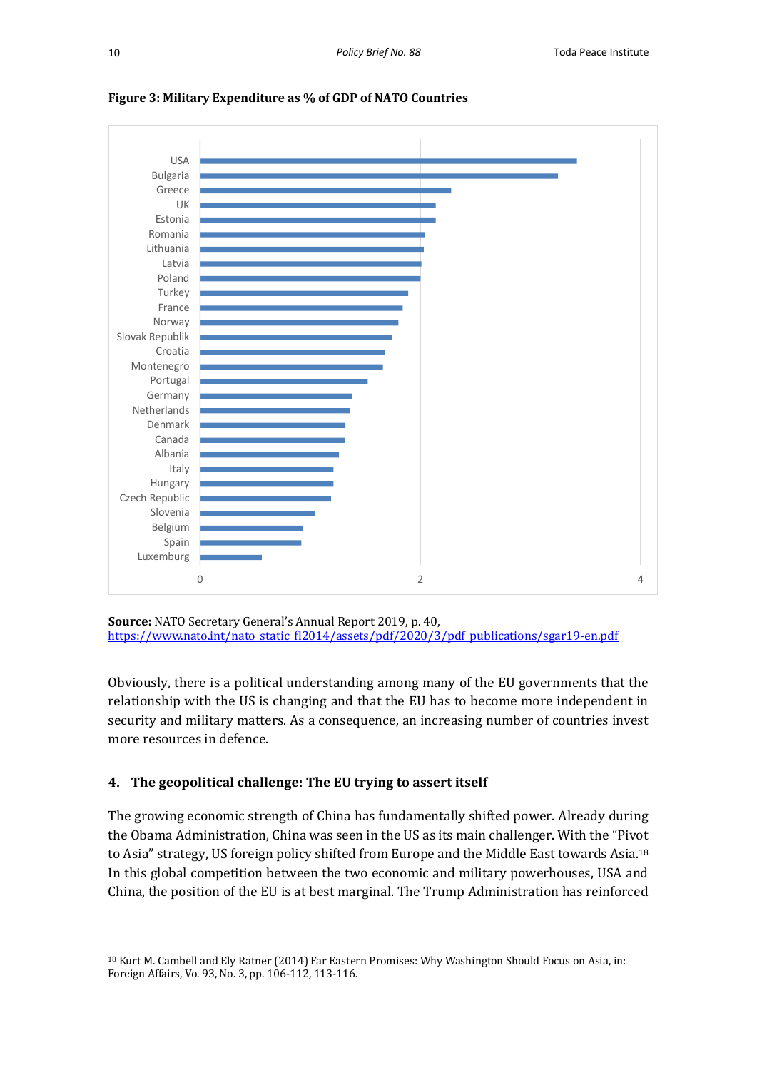**Figure 3: Military Expenditure as % of GDP of NATO Countries**

USA
Bulgaria
Greece
UK
Estonia
Romania
Lithuania
Latvia
Poland
Turkey
France
Norway
Slovak Republik
Croatia
Montenegro
Portugal
Germany
Netherlands
Denmark
Canada
Albania
Italy
Hungary
Czech Republic
Slovenia
Belgium
Spain
Luxemburg

0 2 4

**Source:** NATO Secretary General's Annual Report 2019, p. 40, https://www.nato.int/nato_static_fl2014/assets/pdf/2020/3/pdf_publications/sgar19-en.pdf

Obviously, there is a political understanding among many of the EU governments that the relationship with the US is changing and that the EU has to become more independent in security and military matters. As a consequence, an increasing number of countries invest more resources in defence.

## 4. The geopolitical challenge: The EU trying to assert itself

The growing economic strength of China has fundamentally shifted power. Already during the Obama Administration, China was seen in the US as its main challenger. With the "Pivot to Asia" strategy, US foreign policy shifted from Europe and the Middle East towards Asia.[18] In this global competition between the two economic and military powerhouses, USA and China, the position of the EU is at best marginal. The Trump Administration has reinforced

---

[18] Kurt M. Cambell and Ely Ratner (2014) Far Eastern Promises: Why Washington Should Focus on Asia, in: Foreign Affairs, Vo. 93, No. 3, pp. 106-112, 113-116.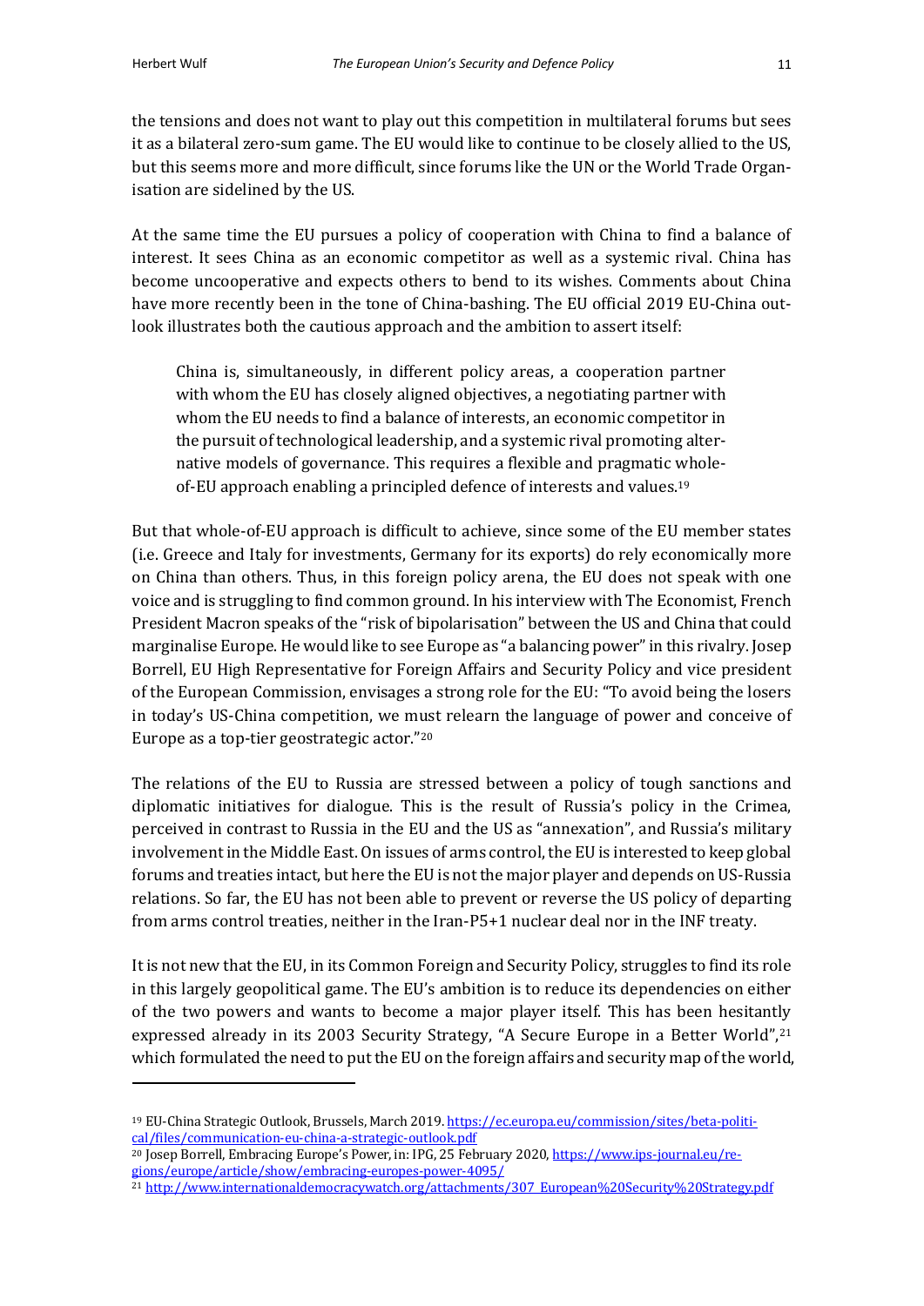the tensions and does not want to play out this competition in multilateral forums but sees it as a bilateral zero-sum game. The EU would like to continue to be closely allied to the US, but this seems more and more difficult, since forums like the UN or the World Trade Organisation are sidelined by the US.

At the same time the EU pursues a policy of cooperation with China to find a balance of interest. It sees China as an economic competitor as well as a systemic rival. China has become uncooperative and expects others to bend to its wishes. Comments about China have more recently been in the tone of China-bashing. The EU official 2019 EU-China outlook illustrates both the cautious approach and the ambition to assert itself:

> China is, simultaneously, in different policy areas, a cooperation partner with whom the EU has closely aligned objectives, a negotiating partner with whom the EU needs to find a balance of interests, an economic competitor in the pursuit of technological leadership, and a systemic rival promoting alternative models of governance. This requires a flexible and pragmatic whole-of-EU approach enabling a principled defence of interests and values.[19]

But that whole-of-EU approach is difficult to achieve, since some of the EU member states (i.e. Greece and Italy for investments, Germany for its exports) do rely economically more on China than others. Thus, in this foreign policy arena, the EU does not speak with one voice and is struggling to find common ground. In his interview with The Economist, French President Macron speaks of the "risk of bipolarisation" between the US and China that could marginalise Europe. He would like to see Europe as "a balancing power" in this rivalry. Josep Borrell, EU High Representative for Foreign Affairs and Security Policy and vice president of the European Commission, envisages a strong role for the EU: "To avoid being the losers in today's US-China competition, we must relearn the language of power and conceive of Europe as a top-tier geostrategic actor."[20]

The relations of the EU to Russia are stressed between a policy of tough sanctions and diplomatic initiatives for dialogue. This is the result of Russia's policy in the Crimea, perceived in contrast to Russia in the EU and the US as "annexation", and Russia's military involvement in the Middle East. On issues of arms control, the EU is interested to keep global forums and treaties intact, but here the EU is not the major player and depends on US-Russia relations. So far, the EU has not been able to prevent or reverse the US policy of departing from arms control treaties, neither in the Iran-P5+1 nuclear deal nor in the INF treaty.

It is not new that the EU, in its Common Foreign and Security Policy, struggles to find its role in this largely geopolitical game. The EU's ambition is to reduce its dependencies on either of the two powers and wants to become a major player itself. This has been hesitantly expressed already in its 2003 Security Strategy, "A Secure Europe in a Better World",[21] which formulated the need to put the EU on the foreign affairs and security map of the world,

---

[19] EU-China Strategic Outlook, Brussels, March 2019. https://ec.europa.eu/commission/sites/beta-political/files/communication-eu-china-a-strategic-outlook.pdf

[20] Josep Borrell, Embracing Europe's Power, in: IPG, 25 February 2020, https://www.ips-journal.eu/regions/europe/article/show/embracing-europes-power-4095/

[21] http://www.internationaldemocracywatch.org/attachments/307_European%20Security%20Strategy.pdf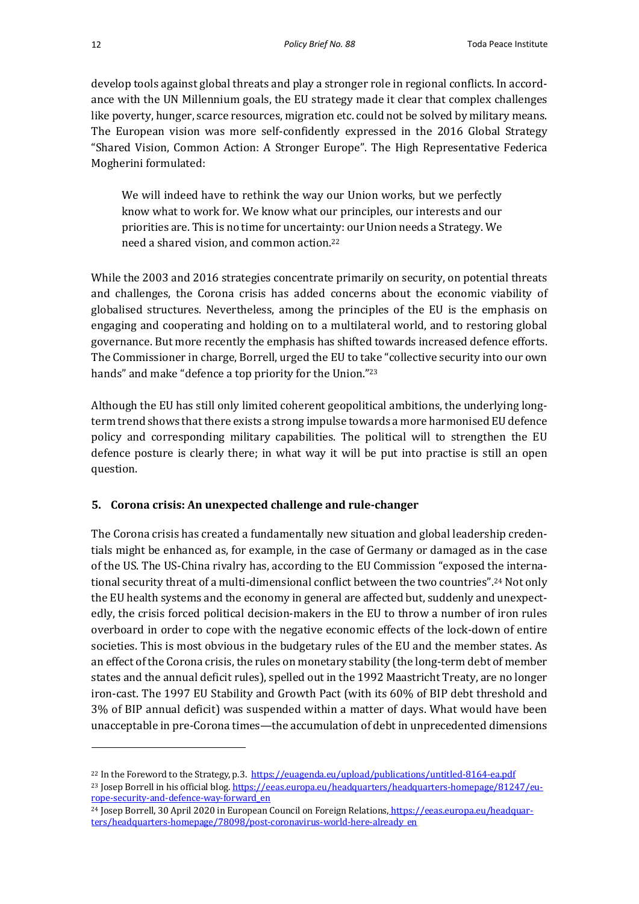develop tools against global threats and play a stronger role in regional conflicts. In accordance with the UN Millennium goals, the EU strategy made it clear that complex challenges like poverty, hunger, scarce resources, migration etc. could not be solved by military means. The European vision was more self-confidently expressed in the 2016 Global Strategy "Shared Vision, Common Action: A Stronger Europe". The High Representative Federica Mogherini formulated:

> We will indeed have to rethink the way our Union works, but we perfectly know what to work for. We know what our principles, our interests and our priorities are. This is no time for uncertainty: our Union needs a Strategy. We need a shared vision, and common action.[22]

While the 2003 and 2016 strategies concentrate primarily on security, on potential threats and challenges, the Corona crisis has added concerns about the economic viability of globalised structures. Nevertheless, among the principles of the EU is the emphasis on engaging and cooperating and holding on to a multilateral world, and to restoring global governance. But more recently the emphasis has shifted towards increased defence efforts. The Commissioner in charge, Borrell, urged the EU to take "collective security into our own hands" and make "defence a top priority for the Union."[23]

Although the EU has still only limited coherent geopolitical ambitions, the underlying long-term trend shows that there exists a strong impulse towards a more harmonised EU defence policy and corresponding military capabilities. The political will to strengthen the EU defence posture is clearly there; in what way it will be put into practise is still an open question.

## 5. Corona crisis: An unexpected challenge and rule-changer

The Corona crisis has created a fundamentally new situation and global leadership credentials might be enhanced as, for example, in the case of Germany or damaged as in the case of the US. The US-China rivalry has, according to the EU Commission "exposed the international security threat of a multi-dimensional conflict between the two countries".[24] Not only the EU health systems and the economy in general are affected but, suddenly and unexpectedly, the crisis forced political decision-makers in the EU to throw a number of iron rules overboard in order to cope with the negative economic effects of the lock-down of entire societies. This is most obvious in the budgetary rules of the EU and the member states. As an effect of the Corona crisis, the rules on monetary stability (the long-term debt of member states and the annual deficit rules), spelled out in the 1992 Maastricht Treaty, are no longer iron-cast. The 1997 EU Stability and Growth Pact (with its 60% of BIP debt threshold and 3% of BIP annual deficit) was suspended within a matter of days. What would have been unacceptable in pre-Corona times—the accumulation of debt in unprecedented dimensions

---

[22] In the Foreword to the Strategy, p.3. https://euagenda.eu/upload/publications/untitled-8164-ea.pdf

[23] Josep Borrell in his official blog. https://eeas.europa.eu/headquarters/headquarters-homepage/81247/europe-security-and-defence-way-forward_en

[24] Josep Borrell, 30 April 2020 in European Council on Foreign Relations, https://eeas.europa.eu/headquarters/headquarters-homepage/78098/post-coronavirus-world-here-already_en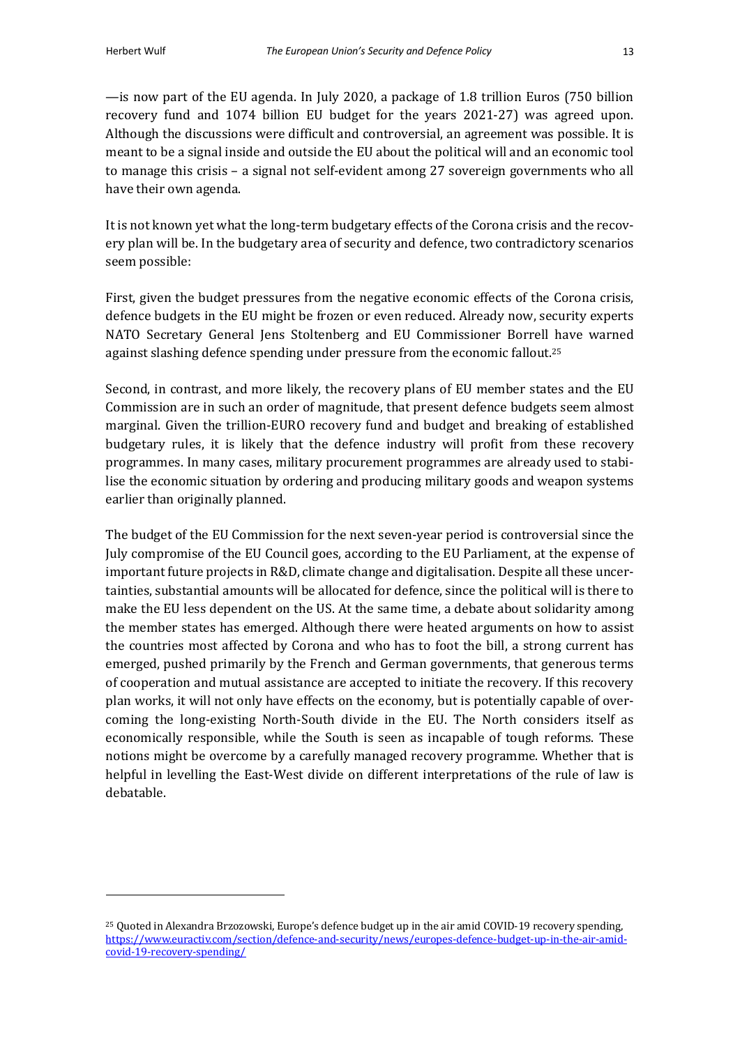—is now part of the EU agenda. In July 2020, a package of 1.8 trillion Euros (750 billion recovery fund and 1074 billion EU budget for the years 2021-27) was agreed upon. Although the discussions were difficult and controversial, an agreement was possible. It is meant to be a signal inside and outside the EU about the political will and an economic tool to manage this crisis – a signal not self-evident among 27 sovereign governments who all have their own agenda.

It is not known yet what the long-term budgetary effects of the Corona crisis and the recovery plan will be. In the budgetary area of security and defence, two contradictory scenarios seem possible:

First, given the budget pressures from the negative economic effects of the Corona crisis, defence budgets in the EU might be frozen or even reduced. Already now, security experts NATO Secretary General Jens Stoltenberg and EU Commissioner Borrell have warned against slashing defence spending under pressure from the economic fallout.[25]

Second, in contrast, and more likely, the recovery plans of EU member states and the EU Commission are in such an order of magnitude, that present defence budgets seem almost marginal. Given the trillion-EURO recovery fund and budget and breaking of established budgetary rules, it is likely that the defence industry will profit from these recovery programmes. In many cases, military procurement programmes are already used to stabilise the economic situation by ordering and producing military goods and weapon systems earlier than originally planned.

The budget of the EU Commission for the next seven-year period is controversial since the July compromise of the EU Council goes, according to the EU Parliament, at the expense of important future projects in R&D, climate change and digitalisation. Despite all these uncertainties, substantial amounts will be allocated for defence, since the political will is there to make the EU less dependent on the US. At the same time, a debate about solidarity among the member states has emerged. Although there were heated arguments on how to assist the countries most affected by Corona and who has to foot the bill, a strong current has emerged, pushed primarily by the French and German governments, that generous terms of cooperation and mutual assistance are accepted to initiate the recovery. If this recovery plan works, it will not only have effects on the economy, but is potentially capable of overcoming the long-existing North-South divide in the EU. The North considers itself as economically responsible, while the South is seen as incapable of tough reforms. These notions might be overcome by a carefully managed recovery programme. Whether that is helpful in levelling the East-West divide on different interpretations of the rule of law is debatable.

---

[25] Quoted in Alexandra Brzozowski, Europe's defence budget up in the air amid COVID-19 recovery spending, https://www.euractiv.com/section/defence-and-security/news/europes-defence-budget-up-in-the-air-amid-covid-19-recovery-spending/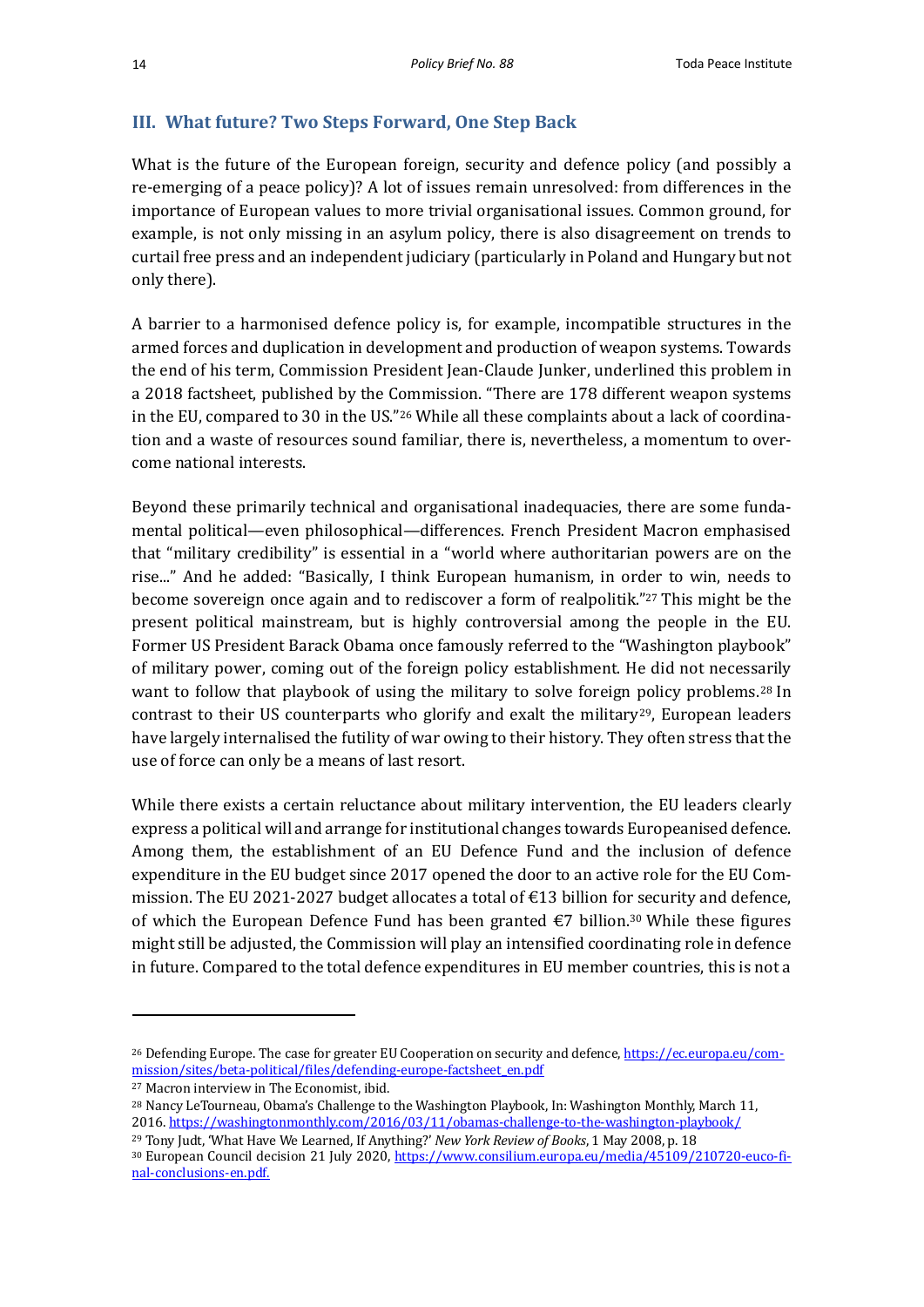## III. What future? Two Steps Forward, One Step Back

What is the future of the European foreign, security and defence policy (and possibly a re-emerging of a peace policy)? A lot of issues remain unresolved: from differences in the importance of European values to more trivial organisational issues. Common ground, for example, is not only missing in an asylum policy, there is also disagreement on trends to curtail free press and an independent judiciary (particularly in Poland and Hungary but not only there).

A barrier to a harmonised defence policy is, for example, incompatible structures in the armed forces and duplication in development and production of weapon systems. Towards the end of his term, Commission President Jean-Claude Junker, underlined this problem in a 2018 factsheet, published by the Commission. "There are 178 different weapon systems in the EU, compared to 30 in the US."[26] While all these complaints about a lack of coordination and a waste of resources sound familiar, there is, nevertheless, a momentum to overcome national interests.

Beyond these primarily technical and organisational inadequacies, there are some fundamental political—even philosophical—differences. French President Macron emphasised that "military credibility" is essential in a "world where authoritarian powers are on the rise..." And he added: "Basically, I think European humanism, in order to win, needs to become sovereign once again and to rediscover a form of realpolitik."[27] This might be the present political mainstream, but is highly controversial among the people in the EU. Former US President Barack Obama once famously referred to the "Washington playbook" of military power, coming out of the foreign policy establishment. He did not necessarily want to follow that playbook of using the military to solve foreign policy problems.[28] In contrast to their US counterparts who glorify and exalt the military[29], European leaders have largely internalised the futility of war owing to their history. They often stress that the use of force can only be a means of last resort.

While there exists a certain reluctance about military intervention, the EU leaders clearly express a political will and arrange for institutional changes towards Europeanised defence. Among them, the establishment of an EU Defence Fund and the inclusion of defence expenditure in the EU budget since 2017 opened the door to an active role for the EU Commission. The EU 2021-2027 budget allocates a total of €13 billion for security and defence, of which the European Defence Fund has been granted €7 billion.[30] While these figures might still be adjusted, the Commission will play an intensified coordinating role in defence in future. Compared to the total defence expenditures in EU member countries, this is not a

---

[26] Defending Europe. The case for greater EU Cooperation on security and defence, https://ec.europa.eu/commission/sites/beta-political/files/defending-europe-factsheet_en.pdf

[27] Macron interview in The Economist, ibid.

[28] Nancy LeTourneau, Obama's Challenge to the Washington Playbook, In: Washington Monthly, March 11, 2016. https://washingtonmonthly.com/2016/03/11/obamas-challenge-to-the-washington-playbook/

[29] Tony Judt, 'What Have We Learned, If Anything?' *New York Review of Books*, 1 May 2008, p. 18

[30] European Council decision 21 July 2020, https://www.consilium.europa.eu/media/45109/210720-euco-final-conclusions-en.pdf.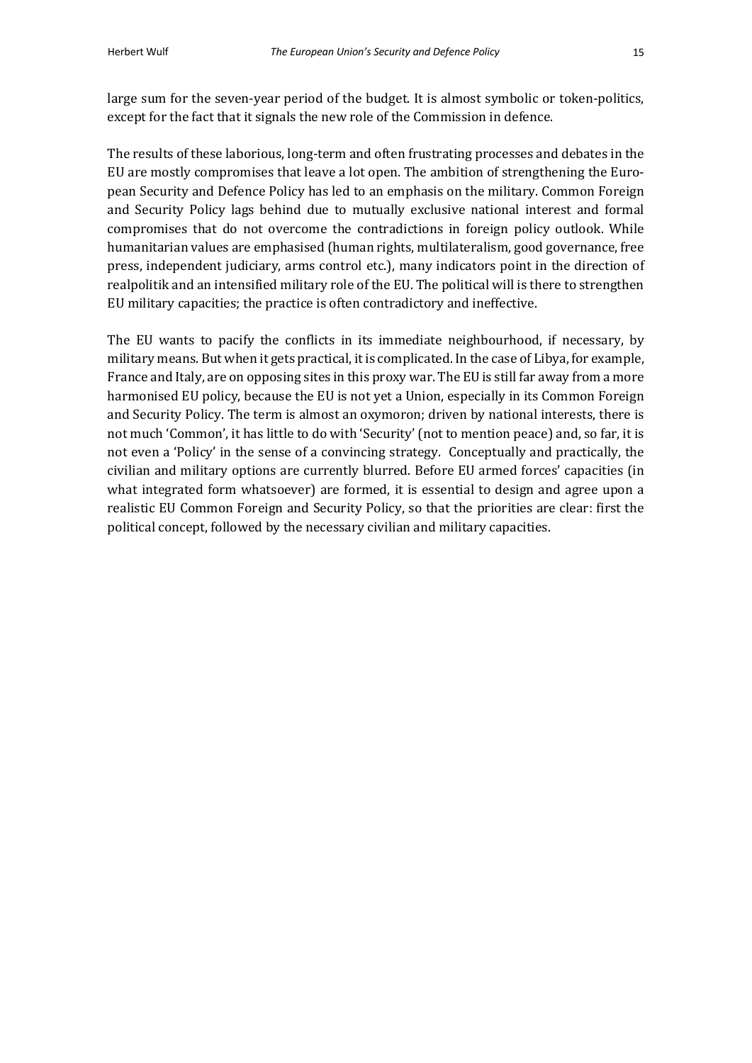large sum for the seven-year period of the budget. It is almost symbolic or token-politics, except for the fact that it signals the new role of the Commission in defence.

The results of these laborious, long-term and often frustrating processes and debates in the EU are mostly compromises that leave a lot open. The ambition of strengthening the European Security and Defence Policy has led to an emphasis on the military. Common Foreign and Security Policy lags behind due to mutually exclusive national interest and formal compromises that do not overcome the contradictions in foreign policy outlook. While humanitarian values are emphasised (human rights, multilateralism, good governance, free press, independent judiciary, arms control etc.), many indicators point in the direction of realpolitik and an intensified military role of the EU. The political will is there to strengthen EU military capacities; the practice is often contradictory and ineffective.

The EU wants to pacify the conflicts in its immediate neighbourhood, if necessary, by military means. But when it gets practical, it is complicated. In the case of Libya, for example, France and Italy, are on opposing sites in this proxy war. The EU is still far away from a more harmonised EU policy, because the EU is not yet a Union, especially in its Common Foreign and Security Policy. The term is almost an oxymoron; driven by national interests, there is not much 'Common', it has little to do with 'Security' (not to mention peace) and, so far, it is not even a 'Policy' in the sense of a convincing strategy. Conceptually and practically, the civilian and military options are currently blurred. Before EU armed forces' capacities (in what integrated form whatsoever) are formed, it is essential to design and agree upon a realistic EU Common Foreign and Security Policy, so that the priorities are clear: first the political concept, followed by the necessary civilian and military capacities.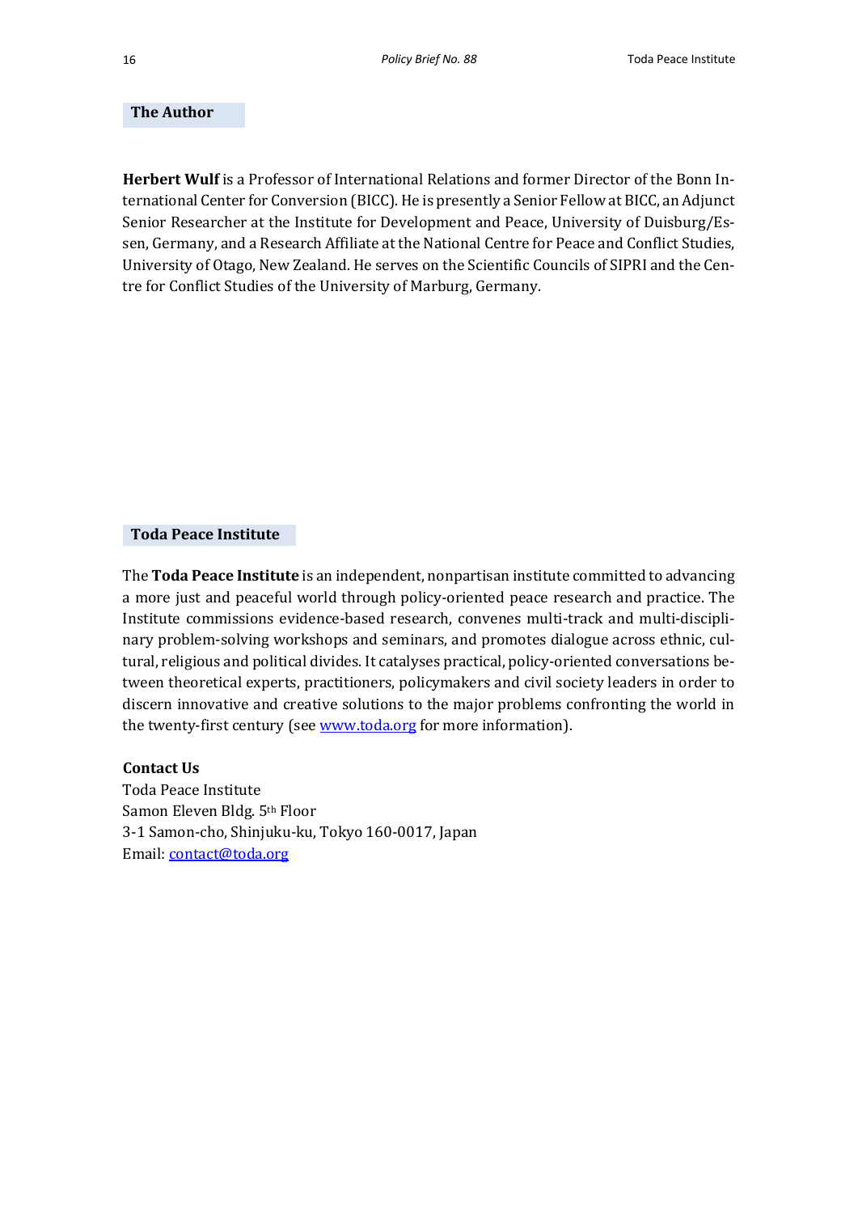## The Author

**Herbert Wulf** is a Professor of International Relations and former Director of the Bonn International Center for Conversion (BICC). He is presently a Senior Fellow at BICC, an Adjunct Senior Researcher at the Institute for Development and Peace, University of Duisburg/Essen, Germany, and a Research Affiliate at the National Centre for Peace and Conflict Studies, University of Otago, New Zealand. He serves on the Scientific Councils of SIPRI and the Centre for Conflict Studies of the University of Marburg, Germany.

## Toda Peace Institute

The **Toda Peace Institute** is an independent, nonpartisan institute committed to advancing a more just and peaceful world through policy-oriented peace research and practice. The Institute commissions evidence-based research, convenes multi-track and multi-disciplinary problem-solving workshops and seminars, and promotes dialogue across ethnic, cultural, religious and political divides. It catalyses practical, policy-oriented conversations between theoretical experts, practitioners, policymakers and civil society leaders in order to discern innovative and creative solutions to the major problems confronting the world in the twenty-first century (see [www.toda.org](http://www.toda.org) for more information).

**Contact Us**
Toda Peace Institute
Samon Eleven Bldg. 5th Floor
3-1 Samon-cho, Shinjuku-ku, Tokyo 160-0017, Japan
Email: [contact@toda.org](mailto:contact@toda.org)